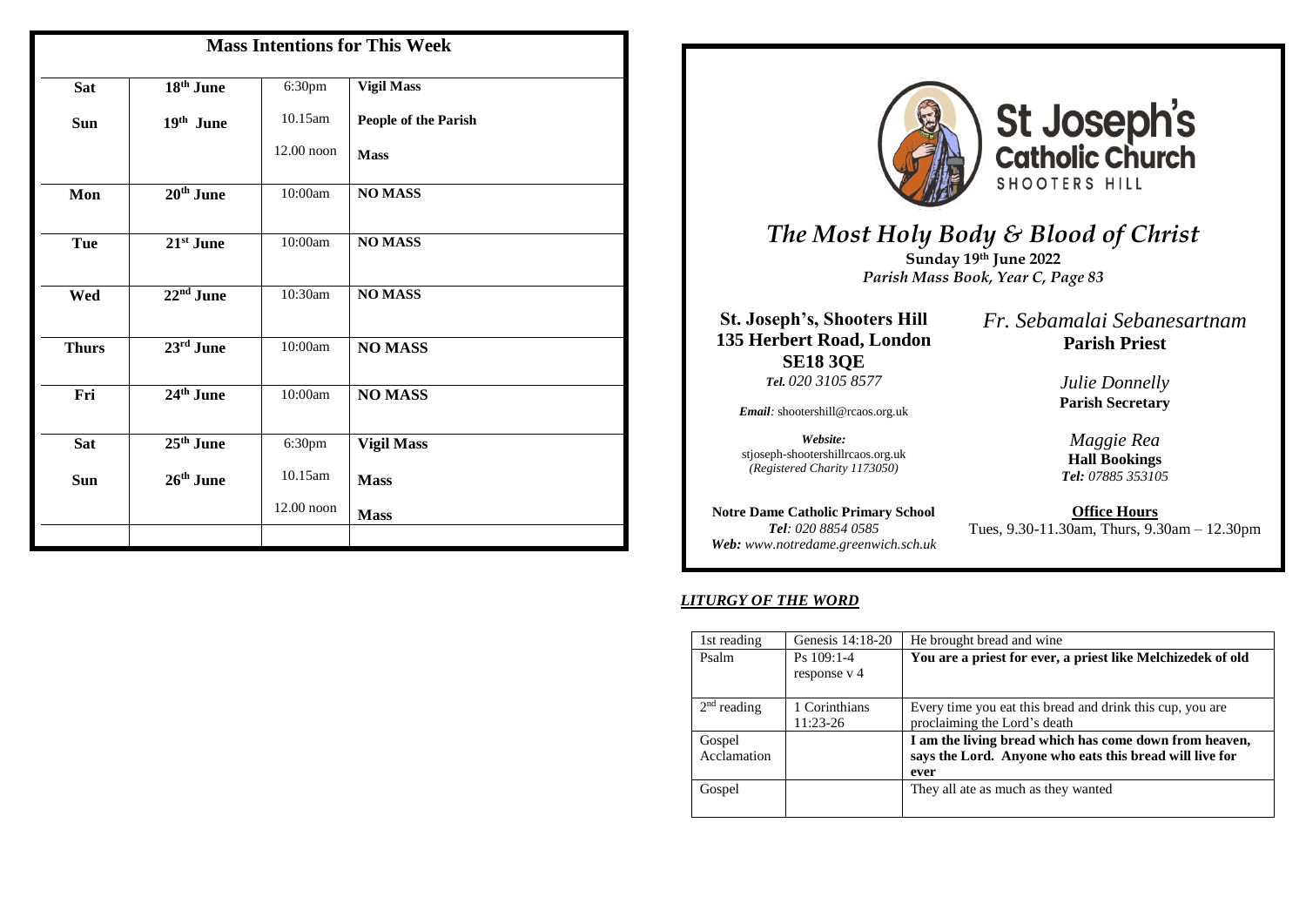## Mass Intentions for This Week

| Day | Date | Time | Intention |
|---|---|---|---|
| Sat | 18th June | 6:30pm | **Vigil Mass** |
| Sun | 19th June | 10.15am | **People of the Parish** |
| | | 12.00 noon | **Mass** |
| Mon | 20th June | 10:00am | **NO MASS** |
| Tue | 21st June | 10:00am | **NO MASS** |
| Wed | 22nd June | 10:30am | **NO MASS** |
| Thurs | 23rd June | 10:00am | **NO MASS** |
| Fri | 24th June | 10:00am | **NO MASS** |
| Sat | 25th June | 6:30pm | **Vigil Mass** |
| Sun | 26th June | 10.15am | **Mass** |
| | | 12.00 noon | **Mass** |

# St Joseph's Catholic Church
SHOOTERS HILL

## *The Most Holy Body & Blood of Christ*

**Sunday 19th June 2022**

*Parish Mass Book, Year C, Page 83*

**St. Joseph's, Shooters Hill**
**135 Herbert Road, London**
**SE18 3QE**
*Tel. 020 3105 8577*

*Email:* shootershill@rcaos.org.uk

*Website:*
stjoseph-shootershillrcaos.org.uk
*(Registered Charity 1173050)*

*Fr. Sebamalai Sebanesartnam*
**Parish Priest**

*Julie Donnelly*
**Parish Secretary**

*Maggie Rea*
**Hall Bookings**
*Tel: 07885 353105*

**Notre Dame Catholic Primary School**
*Tel: 020 8854 0585*
*Web: www.notredame.greenwich.sch.uk*

**Office Hours**
Tues, 9.30-11.30am, Thurs, 9.30am – 12.30pm

### *LITURGY OF THE WORD*

| | | |
|---|---|---|
| 1st reading | Genesis 14:18-20 | He brought bread and wine |
| Psalm | Ps 109:1-4 response v 4 | **You are a priest for ever, a priest like Melchizedek of old** |
| 2nd reading | 1 Corinthians 11:23-26 | Every time you eat this bread and drink this cup, you are proclaiming the Lord's death |
| Gospel Acclamation | | **I am the living bread which has come down from heaven, says the Lord. Anyone who eats this bread will live for ever** |
| Gospel | | They all ate as much as they wanted |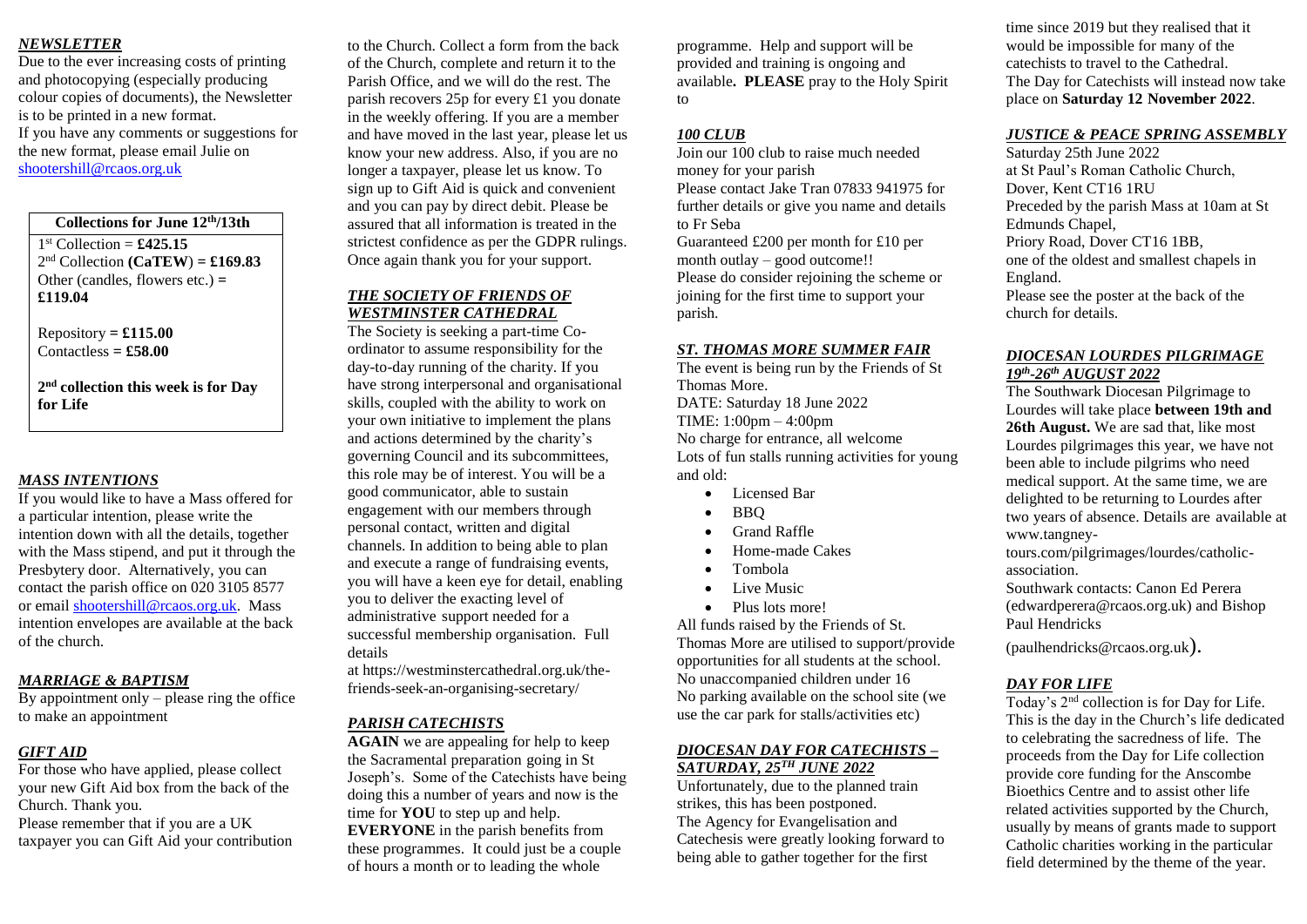### *NEWSLETTER*

Due to the ever increasing costs of printing and photocopying (especially producing colour copies of documents), the Newsletter is to be printed in a new format.
If you have any comments or suggestions for the new format, please email Julie on shootershill@rcaos.org.uk

| Collections for June 12th/13th |
|---|
| 1st Collection = **£425.15**<br>2nd Collection **(CaTEW) = £169.83**<br>Other (candles, flowers etc.) = **£119.04**<br><br>Repository = **£115.00**<br>Contactless = **£58.00**<br><br>**2nd collection this week is for Day for Life** |

### *MASS INTENTIONS*

If you would like to have a Mass offered for a particular intention, please write the intention down with all the details, together with the Mass stipend, and put it through the Presbytery door. Alternatively, you can contact the parish office on 020 3105 8577 or email shootershill@rcaos.org.uk. Mass intention envelopes are available at the back of the church.

### *MARRIAGE & BAPTISM*

By appointment only – please ring the office to make an appointment

### *GIFT AID*

For those who have applied, please collect your new Gift Aid box from the back of the Church. Thank you.
Please remember that if you are a UK taxpayer you can Gift Aid your contribution to the Church. Collect a form from the back of the Church, complete and return it to the Parish Office, and we will do the rest. The parish recovers 25p for every £1 you donate in the weekly offering. If you are a member and have moved in the last year, please let us know your new address. Also, if you are no longer a taxpayer, please let us know. To sign up to Gift Aid is quick and convenient and you can pay by direct debit. Please be assured that all information is treated in the strictest confidence as per the GDPR rulings. Once again thank you for your support.

### *THE SOCIETY OF FRIENDS OF WESTMINSTER CATHEDRAL*

The Society is seeking a part-time Co-ordinator to assume responsibility for the day-to-day running of the charity. If you have strong interpersonal and organisational skills, coupled with the ability to work on your own initiative to implement the plans and actions determined by the charity's governing Council and its subcommittees, this role may be of interest. You will be a good communicator, able to sustain engagement with our members through personal contact, written and digital channels. In addition to being able to plan and execute a range of fundraising events, you will have a keen eye for detail, enabling you to deliver the exacting level of administrative support needed for a successful membership organisation. Full details
at https://westminstercathedral.org.uk/the-friends-seek-an-organising-secretary/

### *PARISH CATECHISTS*

**AGAIN** we are appealing for help to keep the Sacramental preparation going in St Joseph's. Some of the Catechists have being doing this a number of years and now is the time for **YOU** to step up and help. **EVERYONE** in the parish benefits from these programmes. It could just be a couple of hours a month or to leading the whole programme. Help and support will be provided and training is ongoing and available**. PLEASE** pray to the Holy Spirit to

### *100 CLUB*

Join our 100 club to raise much needed money for your parish
Please contact Jake Tran 07833 941975 for further details or give you name and details to Fr Seba
Guaranteed £200 per month for £10 per month outlay – good outcome!!
Please do consider rejoining the scheme or joining for the first time to support your parish.

### *ST. THOMAS MORE SUMMER FAIR*

The event is being run by the Friends of St Thomas More.
DATE: Saturday 18 June 2022
TIME: 1:00pm – 4:00pm
No charge for entrance, all welcome
Lots of fun stalls running activities for young and old:

- Licensed Bar
- BBQ
- Grand Raffle
- Home-made Cakes
- Tombola
- Live Music
- Plus lots more!

All funds raised by the Friends of St. Thomas More are utilised to support/provide opportunities for all students at the school.
No unaccompanied children under 16
No parking available on the school site (we use the car park for stalls/activities etc)

### *DIOCESAN DAY FOR CATECHISTS – SATURDAY, 25TH JUNE 2022*

Unfortunately, due to the planned train strikes, this has been postponed.
The Agency for Evangelisation and Catechesis were greatly looking forward to being able to gather together for the first time since 2019 but they realised that it would be impossible for many of the catechists to travel to the Cathedral.
The Day for Catechists will instead now take place on **Saturday 12 November 2022**.

### *JUSTICE & PEACE SPRING ASSEMBLY*

Saturday 25th June 2022
at St Paul's Roman Catholic Church, Dover, Kent CT16 1RU
Preceded by the parish Mass at 10am at St Edmunds Chapel,
Priory Road, Dover CT16 1BB,
one of the oldest and smallest chapels in England.
Please see the poster at the back of the church for details.

### *DIOCESAN LOURDES PILGRIMAGE 19th-26th AUGUST 2022*

The Southwark Diocesan Pilgrimage to Lourdes will take place **between 19th and 26th August.** We are sad that, like most Lourdes pilgrimages this year, we have not been able to include pilgrims who need medical support. At the same time, we are delighted to be returning to Lourdes after two years of absence. Details are available at www.tangney-tours.com/pilgrimages/lourdes/catholic-association.
Southwark contacts: Canon Ed Perera (edwardperera@rcaos.org.uk) and Bishop Paul Hendricks (paulhendricks@rcaos.org.uk).

### *DAY FOR LIFE*

Today's 2nd collection is for Day for Life. This is the day in the Church's life dedicated to celebrating the sacredness of life. The proceeds from the Day for Life collection provide core funding for the Anscombe Bioethics Centre and to assist other life related activities supported by the Church, usually by means of grants made to support Catholic charities working in the particular field determined by the theme of the year.